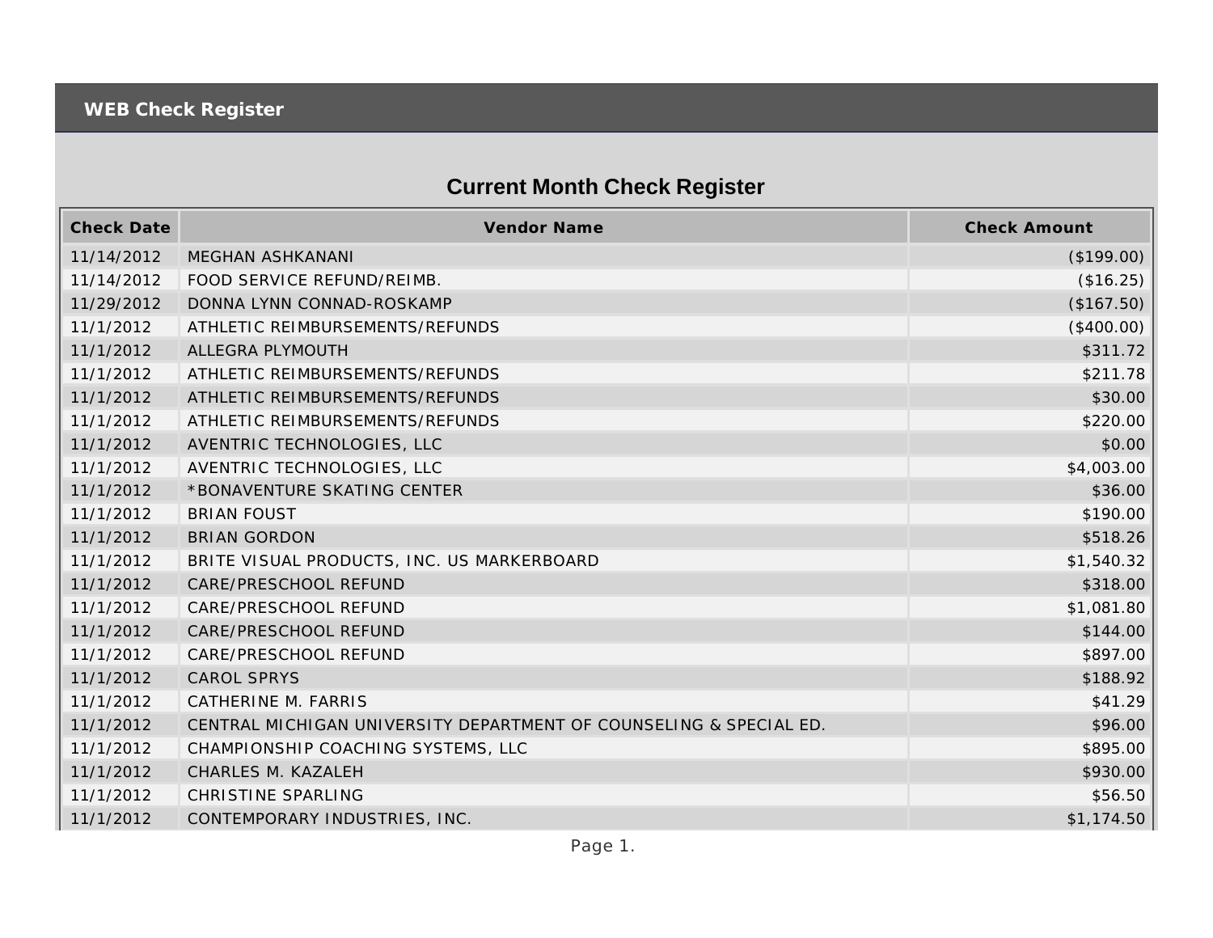# WEB Check Register

## Current Month Check Register

| Check Date | Vendor Name | Check Amount |
|---|---|---|
| 11/14/2012 | MEGHAN ASHKANANI | ($199.00) |
| 11/14/2012 | FOOD SERVICE REFUND/REIMB. | ($16.25) |
| 11/29/2012 | DONNA LYNN CONNAD-ROSKAMP | ($167.50) |
| 11/1/2012 | ATHLETIC REIMBURSEMENTS/REFUNDS | ($400.00) |
| 11/1/2012 | ALLEGRA PLYMOUTH | $311.72 |
| 11/1/2012 | ATHLETIC REIMBURSEMENTS/REFUNDS | $211.78 |
| 11/1/2012 | ATHLETIC REIMBURSEMENTS/REFUNDS | $30.00 |
| 11/1/2012 | ATHLETIC REIMBURSEMENTS/REFUNDS | $220.00 |
| 11/1/2012 | AVENTRIC TECHNOLOGIES, LLC | $0.00 |
| 11/1/2012 | AVENTRIC TECHNOLOGIES, LLC | $4,003.00 |
| 11/1/2012 | *BONAVENTURE SKATING CENTER | $36.00 |
| 11/1/2012 | BRIAN FOUST | $190.00 |
| 11/1/2012 | BRIAN GORDON | $518.26 |
| 11/1/2012 | BRITE VISUAL PRODUCTS, INC. US MARKERBOARD | $1,540.32 |
| 11/1/2012 | CARE/PRESCHOOL REFUND | $318.00 |
| 11/1/2012 | CARE/PRESCHOOL REFUND | $1,081.80 |
| 11/1/2012 | CARE/PRESCHOOL REFUND | $144.00 |
| 11/1/2012 | CARE/PRESCHOOL REFUND | $897.00 |
| 11/1/2012 | CAROL SPRYS | $188.92 |
| 11/1/2012 | CATHERINE M. FARRIS | $41.29 |
| 11/1/2012 | CENTRAL MICHIGAN UNIVERSITY DEPARTMENT OF COUNSELING & SPECIAL ED. | $96.00 |
| 11/1/2012 | CHAMPIONSHIP COACHING SYSTEMS, LLC | $895.00 |
| 11/1/2012 | CHARLES M. KAZALEH | $930.00 |
| 11/1/2012 | CHRISTINE SPARLING | $56.50 |
| 11/1/2012 | CONTEMPORARY INDUSTRIES, INC. | $1,174.50 |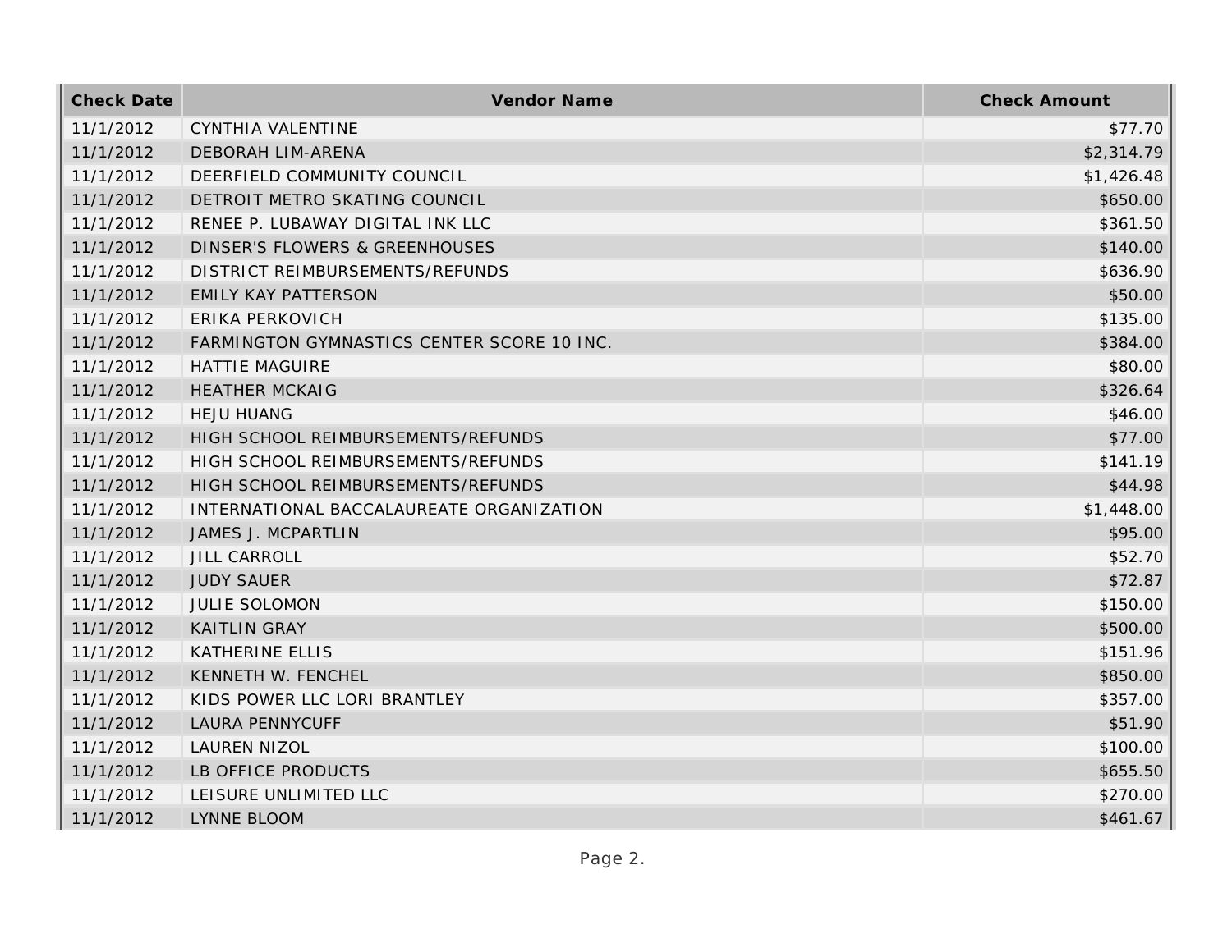| Check Date | Vendor Name | Check Amount |
|---|---|---|
| 11/1/2012 | CYNTHIA VALENTINE | $77.70 |
| 11/1/2012 | DEBORAH LIM-ARENA | $2,314.79 |
| 11/1/2012 | DEERFIELD COMMUNITY COUNCIL | $1,426.48 |
| 11/1/2012 | DETROIT METRO SKATING COUNCIL | $650.00 |
| 11/1/2012 | RENEE P. LUBAWAY DIGITAL INK LLC | $361.50 |
| 11/1/2012 | DINSER'S FLOWERS & GREENHOUSES | $140.00 |
| 11/1/2012 | DISTRICT REIMBURSEMENTS/REFUNDS | $636.90 |
| 11/1/2012 | EMILY KAY PATTERSON | $50.00 |
| 11/1/2012 | ERIKA PERKOVICH | $135.00 |
| 11/1/2012 | FARMINGTON GYMNASTICS CENTER SCORE 10 INC. | $384.00 |
| 11/1/2012 | HATTIE MAGUIRE | $80.00 |
| 11/1/2012 | HEATHER MCKAIG | $326.64 |
| 11/1/2012 | HEJU HUANG | $46.00 |
| 11/1/2012 | HIGH SCHOOL REIMBURSEMENTS/REFUNDS | $77.00 |
| 11/1/2012 | HIGH SCHOOL REIMBURSEMENTS/REFUNDS | $141.19 |
| 11/1/2012 | HIGH SCHOOL REIMBURSEMENTS/REFUNDS | $44.98 |
| 11/1/2012 | INTERNATIONAL BACCALAUREATE ORGANIZATION | $1,448.00 |
| 11/1/2012 | JAMES J. MCPARTLIN | $95.00 |
| 11/1/2012 | JILL CARROLL | $52.70 |
| 11/1/2012 | JUDY SAUER | $72.87 |
| 11/1/2012 | JULIE SOLOMON | $150.00 |
| 11/1/2012 | KAITLIN GRAY | $500.00 |
| 11/1/2012 | KATHERINE ELLIS | $151.96 |
| 11/1/2012 | KENNETH W. FENCHEL | $850.00 |
| 11/1/2012 | KIDS POWER LLC LORI BRANTLEY | $357.00 |
| 11/1/2012 | LAURA PENNYCUFF | $51.90 |
| 11/1/2012 | LAUREN NIZOL | $100.00 |
| 11/1/2012 | LB OFFICE PRODUCTS | $655.50 |
| 11/1/2012 | LEISURE UNLIMITED LLC | $270.00 |
| 11/1/2012 | LYNNE BLOOM | $461.67 |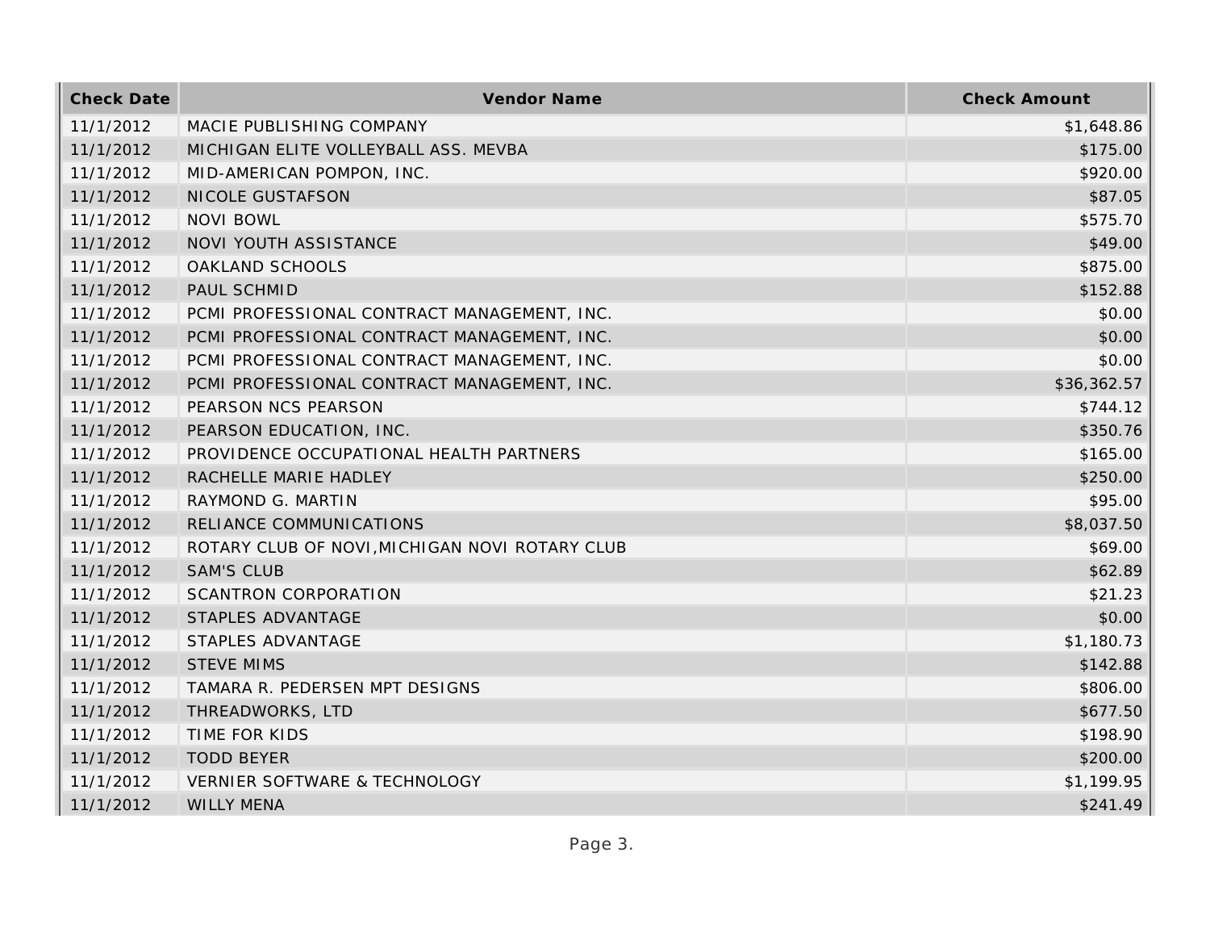| Check Date | Vendor Name | Check Amount |
| --- | --- | --- |
| 11/1/2012 | MACIE PUBLISHING COMPANY | $1,648.86 |
| 11/1/2012 | MICHIGAN ELITE VOLLEYBALL ASS. MEVBA | $175.00 |
| 11/1/2012 | MID-AMERICAN POMPON, INC. | $920.00 |
| 11/1/2012 | NICOLE GUSTAFSON | $87.05 |
| 11/1/2012 | NOVI BOWL | $575.70 |
| 11/1/2012 | NOVI YOUTH ASSISTANCE | $49.00 |
| 11/1/2012 | OAKLAND SCHOOLS | $875.00 |
| 11/1/2012 | PAUL SCHMID | $152.88 |
| 11/1/2012 | PCMI PROFESSIONAL CONTRACT MANAGEMENT, INC. | $0.00 |
| 11/1/2012 | PCMI PROFESSIONAL CONTRACT MANAGEMENT, INC. | $0.00 |
| 11/1/2012 | PCMI PROFESSIONAL CONTRACT MANAGEMENT, INC. | $0.00 |
| 11/1/2012 | PCMI PROFESSIONAL CONTRACT MANAGEMENT, INC. | $36,362.57 |
| 11/1/2012 | PEARSON NCS PEARSON | $744.12 |
| 11/1/2012 | PEARSON EDUCATION, INC. | $350.76 |
| 11/1/2012 | PROVIDENCE OCCUPATIONAL HEALTH PARTNERS | $165.00 |
| 11/1/2012 | RACHELLE MARIE HADLEY | $250.00 |
| 11/1/2012 | RAYMOND G. MARTIN | $95.00 |
| 11/1/2012 | RELIANCE COMMUNICATIONS | $8,037.50 |
| 11/1/2012 | ROTARY CLUB OF NOVI,MICHIGAN NOVI ROTARY CLUB | $69.00 |
| 11/1/2012 | SAM'S CLUB | $62.89 |
| 11/1/2012 | SCANTRON CORPORATION | $21.23 |
| 11/1/2012 | STAPLES ADVANTAGE | $0.00 |
| 11/1/2012 | STAPLES ADVANTAGE | $1,180.73 |
| 11/1/2012 | STEVE MIMS | $142.88 |
| 11/1/2012 | TAMARA R. PEDERSEN MPT DESIGNS | $806.00 |
| 11/1/2012 | THREADWORKS, LTD | $677.50 |
| 11/1/2012 | TIME FOR KIDS | $198.90 |
| 11/1/2012 | TODD BEYER | $200.00 |
| 11/1/2012 | VERNIER SOFTWARE & TECHNOLOGY | $1,199.95 |
| 11/1/2012 | WILLY MENA | $241.49 |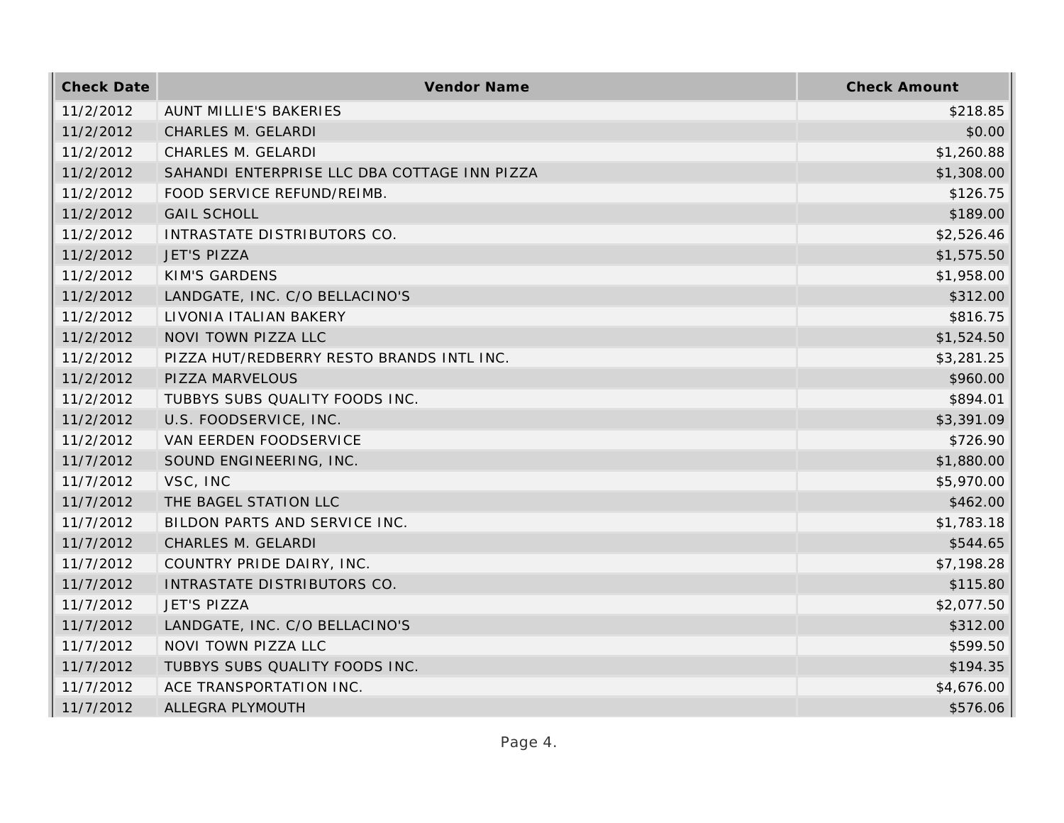| Check Date | Vendor Name | Check Amount |
| --- | --- | --- |
| 11/2/2012 | AUNT MILLIE'S BAKERIES | $218.85 |
| 11/2/2012 | CHARLES M. GELARDI | $0.00 |
| 11/2/2012 | CHARLES M. GELARDI | $1,260.88 |
| 11/2/2012 | SAHANDI ENTERPRISE LLC DBA COTTAGE INN PIZZA | $1,308.00 |
| 11/2/2012 | FOOD SERVICE REFUND/REIMB. | $126.75 |
| 11/2/2012 | GAIL SCHOLL | $189.00 |
| 11/2/2012 | INTRASTATE DISTRIBUTORS CO. | $2,526.46 |
| 11/2/2012 | JET'S PIZZA | $1,575.50 |
| 11/2/2012 | KIM'S GARDENS | $1,958.00 |
| 11/2/2012 | LANDGATE, INC. C/O BELLACINO'S | $312.00 |
| 11/2/2012 | LIVONIA ITALIAN BAKERY | $816.75 |
| 11/2/2012 | NOVI TOWN PIZZA LLC | $1,524.50 |
| 11/2/2012 | PIZZA HUT/REDBERRY RESTO BRANDS INTL INC. | $3,281.25 |
| 11/2/2012 | PIZZA MARVELOUS | $960.00 |
| 11/2/2012 | TUBBYS SUBS QUALITY FOODS INC. | $894.01 |
| 11/2/2012 | U.S. FOODSERVICE, INC. | $3,391.09 |
| 11/2/2012 | VAN EERDEN FOODSERVICE | $726.90 |
| 11/7/2012 | SOUND ENGINEERING, INC. | $1,880.00 |
| 11/7/2012 | VSC, INC | $5,970.00 |
| 11/7/2012 | THE BAGEL STATION LLC | $462.00 |
| 11/7/2012 | BILDON PARTS AND SERVICE INC. | $1,783.18 |
| 11/7/2012 | CHARLES M. GELARDI | $544.65 |
| 11/7/2012 | COUNTRY PRIDE DAIRY, INC. | $7,198.28 |
| 11/7/2012 | INTRASTATE DISTRIBUTORS CO. | $115.80 |
| 11/7/2012 | JET'S PIZZA | $2,077.50 |
| 11/7/2012 | LANDGATE, INC. C/O BELLACINO'S | $312.00 |
| 11/7/2012 | NOVI TOWN PIZZA LLC | $599.50 |
| 11/7/2012 | TUBBYS SUBS QUALITY FOODS INC. | $194.35 |
| 11/7/2012 | ACE TRANSPORTATION INC. | $4,676.00 |
| 11/7/2012 | ALLEGRA PLYMOUTH | $576.06 |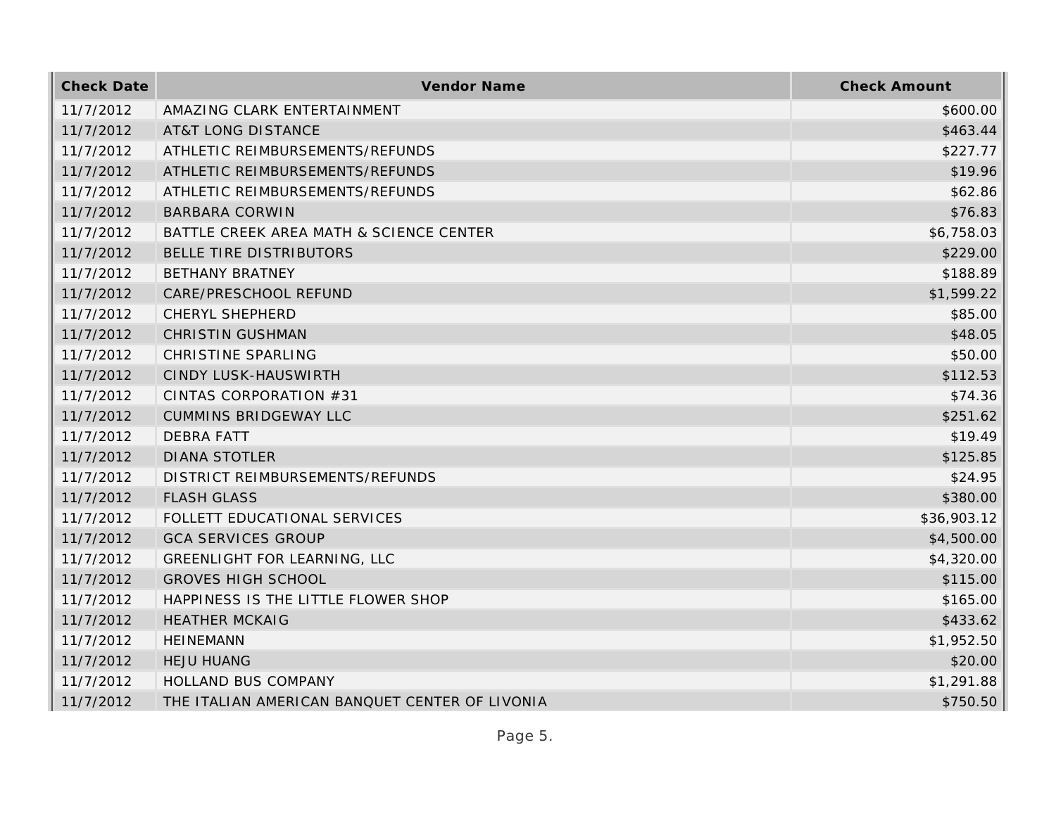| Check Date | Vendor Name | Check Amount |
| --- | --- | --- |
| 11/7/2012 | AMAZING CLARK ENTERTAINMENT | $600.00 |
| 11/7/2012 | AT&T LONG DISTANCE | $463.44 |
| 11/7/2012 | ATHLETIC REIMBURSEMENTS/REFUNDS | $227.77 |
| 11/7/2012 | ATHLETIC REIMBURSEMENTS/REFUNDS | $19.96 |
| 11/7/2012 | ATHLETIC REIMBURSEMENTS/REFUNDS | $62.86 |
| 11/7/2012 | BARBARA CORWIN | $76.83 |
| 11/7/2012 | BATTLE CREEK AREA MATH & SCIENCE CENTER | $6,758.03 |
| 11/7/2012 | BELLE TIRE DISTRIBUTORS | $229.00 |
| 11/7/2012 | BETHANY BRATNEY | $188.89 |
| 11/7/2012 | CARE/PRESCHOOL REFUND | $1,599.22 |
| 11/7/2012 | CHERYL SHEPHERD | $85.00 |
| 11/7/2012 | CHRISTIN GUSHMAN | $48.05 |
| 11/7/2012 | CHRISTINE SPARLING | $50.00 |
| 11/7/2012 | CINDY LUSK-HAUSWIRTH | $112.53 |
| 11/7/2012 | CINTAS CORPORATION #31 | $74.36 |
| 11/7/2012 | CUMMINS BRIDGEWAY LLC | $251.62 |
| 11/7/2012 | DEBRA FATT | $19.49 |
| 11/7/2012 | DIANA STOTLER | $125.85 |
| 11/7/2012 | DISTRICT REIMBURSEMENTS/REFUNDS | $24.95 |
| 11/7/2012 | FLASH GLASS | $380.00 |
| 11/7/2012 | FOLLETT EDUCATIONAL SERVICES | $36,903.12 |
| 11/7/2012 | GCA SERVICES GROUP | $4,500.00 |
| 11/7/2012 | GREENLIGHT FOR LEARNING, LLC | $4,320.00 |
| 11/7/2012 | GROVES HIGH SCHOOL | $115.00 |
| 11/7/2012 | HAPPINESS IS THE LITTLE FLOWER SHOP | $165.00 |
| 11/7/2012 | HEATHER MCKAIG | $433.62 |
| 11/7/2012 | HEINEMANN | $1,952.50 |
| 11/7/2012 | HEJU HUANG | $20.00 |
| 11/7/2012 | HOLLAND BUS COMPANY | $1,291.88 |
| 11/7/2012 | THE ITALIAN AMERICAN BANQUET CENTER OF LIVONIA | $750.50 |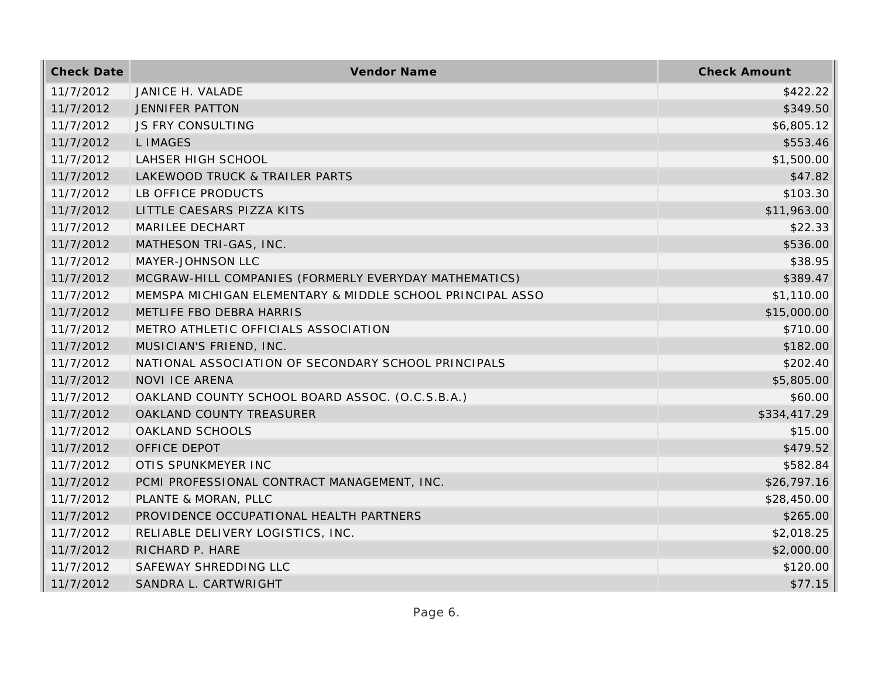| Check Date | Vendor Name | Check Amount |
| --- | --- | --- |
| 11/7/2012 | JANICE H. VALADE | $422.22 |
| 11/7/2012 | JENNIFER PATTON | $349.50 |
| 11/7/2012 | JS FRY CONSULTING | $6,805.12 |
| 11/7/2012 | L IMAGES | $553.46 |
| 11/7/2012 | LAHSER HIGH SCHOOL | $1,500.00 |
| 11/7/2012 | LAKEWOOD TRUCK & TRAILER PARTS | $47.82 |
| 11/7/2012 | LB OFFICE PRODUCTS | $103.30 |
| 11/7/2012 | LITTLE CAESARS PIZZA KITS | $11,963.00 |
| 11/7/2012 | MARILEE DECHART | $22.33 |
| 11/7/2012 | MATHESON TRI-GAS, INC. | $536.00 |
| 11/7/2012 | MAYER-JOHNSON LLC | $38.95 |
| 11/7/2012 | MCGRAW-HILL COMPANIES (FORMERLY EVERYDAY MATHEMATICS) | $389.47 |
| 11/7/2012 | MEMSPA MICHIGAN ELEMENTARY & MIDDLE SCHOOL PRINCIPAL ASSO | $1,110.00 |
| 11/7/2012 | METLIFE FBO DEBRA HARRIS | $15,000.00 |
| 11/7/2012 | METRO ATHLETIC OFFICIALS ASSOCIATION | $710.00 |
| 11/7/2012 | MUSICIAN'S FRIEND, INC. | $182.00 |
| 11/7/2012 | NATIONAL ASSOCIATION OF SECONDARY SCHOOL PRINCIPALS | $202.40 |
| 11/7/2012 | NOVI ICE ARENA | $5,805.00 |
| 11/7/2012 | OAKLAND COUNTY SCHOOL BOARD ASSOC. (O.C.S.B.A.) | $60.00 |
| 11/7/2012 | OAKLAND COUNTY TREASURER | $334,417.29 |
| 11/7/2012 | OAKLAND SCHOOLS | $15.00 |
| 11/7/2012 | OFFICE DEPOT | $479.52 |
| 11/7/2012 | OTIS SPUNKMEYER INC | $582.84 |
| 11/7/2012 | PCMI PROFESSIONAL CONTRACT MANAGEMENT, INC. | $26,797.16 |
| 11/7/2012 | PLANTE & MORAN, PLLC | $28,450.00 |
| 11/7/2012 | PROVIDENCE OCCUPATIONAL HEALTH PARTNERS | $265.00 |
| 11/7/2012 | RELIABLE DELIVERY LOGISTICS, INC. | $2,018.25 |
| 11/7/2012 | RICHARD P. HARE | $2,000.00 |
| 11/7/2012 | SAFEWAY SHREDDING LLC | $120.00 |
| 11/7/2012 | SANDRA L. CARTWRIGHT | $77.15 |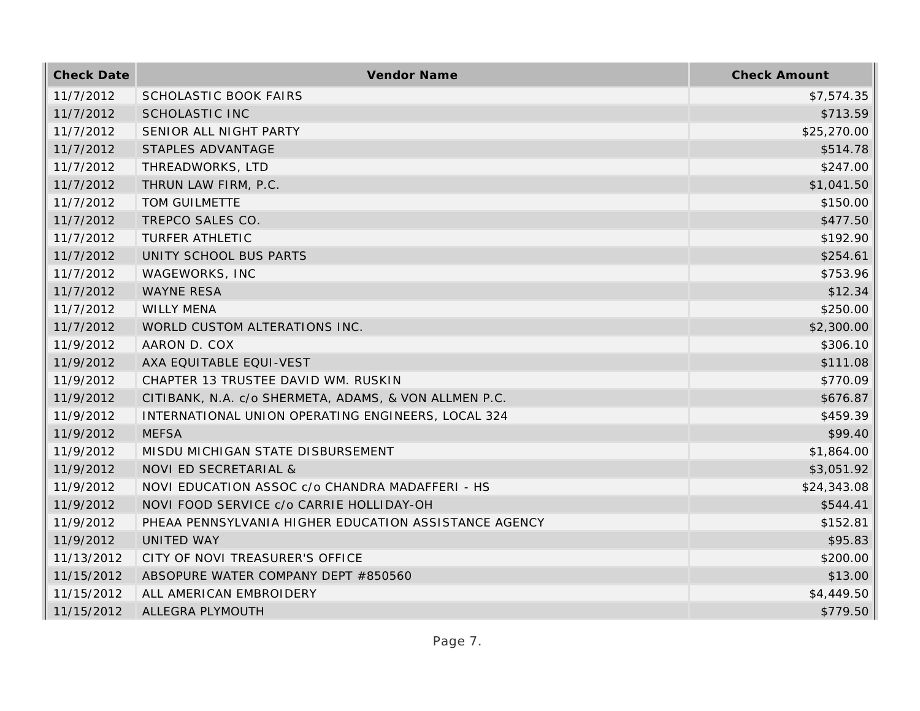| Check Date | Vendor Name | Check Amount |
| --- | --- | --- |
| 11/7/2012 | SCHOLASTIC BOOK FAIRS | $7,574.35 |
| 11/7/2012 | SCHOLASTIC INC | $713.59 |
| 11/7/2012 | SENIOR ALL NIGHT PARTY | $25,270.00 |
| 11/7/2012 | STAPLES ADVANTAGE | $514.78 |
| 11/7/2012 | THREADWORKS, LTD | $247.00 |
| 11/7/2012 | THRUN LAW FIRM, P.C. | $1,041.50 |
| 11/7/2012 | TOM GUILMETTE | $150.00 |
| 11/7/2012 | TREPCO SALES CO. | $477.50 |
| 11/7/2012 | TURFER ATHLETIC | $192.90 |
| 11/7/2012 | UNITY SCHOOL BUS PARTS | $254.61 |
| 11/7/2012 | WAGEWORKS, INC | $753.96 |
| 11/7/2012 | WAYNE RESA | $12.34 |
| 11/7/2012 | WILLY MENA | $250.00 |
| 11/7/2012 | WORLD CUSTOM ALTERATIONS INC. | $2,300.00 |
| 11/9/2012 | AARON D. COX | $306.10 |
| 11/9/2012 | AXA EQUITABLE EQUI-VEST | $111.08 |
| 11/9/2012 | CHAPTER 13 TRUSTEE DAVID WM. RUSKIN | $770.09 |
| 11/9/2012 | CITIBANK, N.A. c/o SHERMETA, ADAMS, & VON ALLMEN P.C. | $676.87 |
| 11/9/2012 | INTERNATIONAL UNION OPERATING ENGINEERS, LOCAL 324 | $459.39 |
| 11/9/2012 | MEFSA | $99.40 |
| 11/9/2012 | MISDU MICHIGAN STATE DISBURSEMENT | $1,864.00 |
| 11/9/2012 | NOVI ED SECRETARIAL & | $3,051.92 |
| 11/9/2012 | NOVI EDUCATION ASSOC c/o CHANDRA MADAFFERI - HS | $24,343.08 |
| 11/9/2012 | NOVI FOOD SERVICE c/o CARRIE HOLLIDAY-OH | $544.41 |
| 11/9/2012 | PHEAA PENNSYLVANIA HIGHER EDUCATION ASSISTANCE AGENCY | $152.81 |
| 11/9/2012 | UNITED WAY | $95.83 |
| 11/13/2012 | CITY OF NOVI TREASURER'S OFFICE | $200.00 |
| 11/15/2012 | ABSOPURE WATER COMPANY DEPT #850560 | $13.00 |
| 11/15/2012 | ALL AMERICAN EMBROIDERY | $4,449.50 |
| 11/15/2012 | ALLEGRA PLYMOUTH | $779.50 |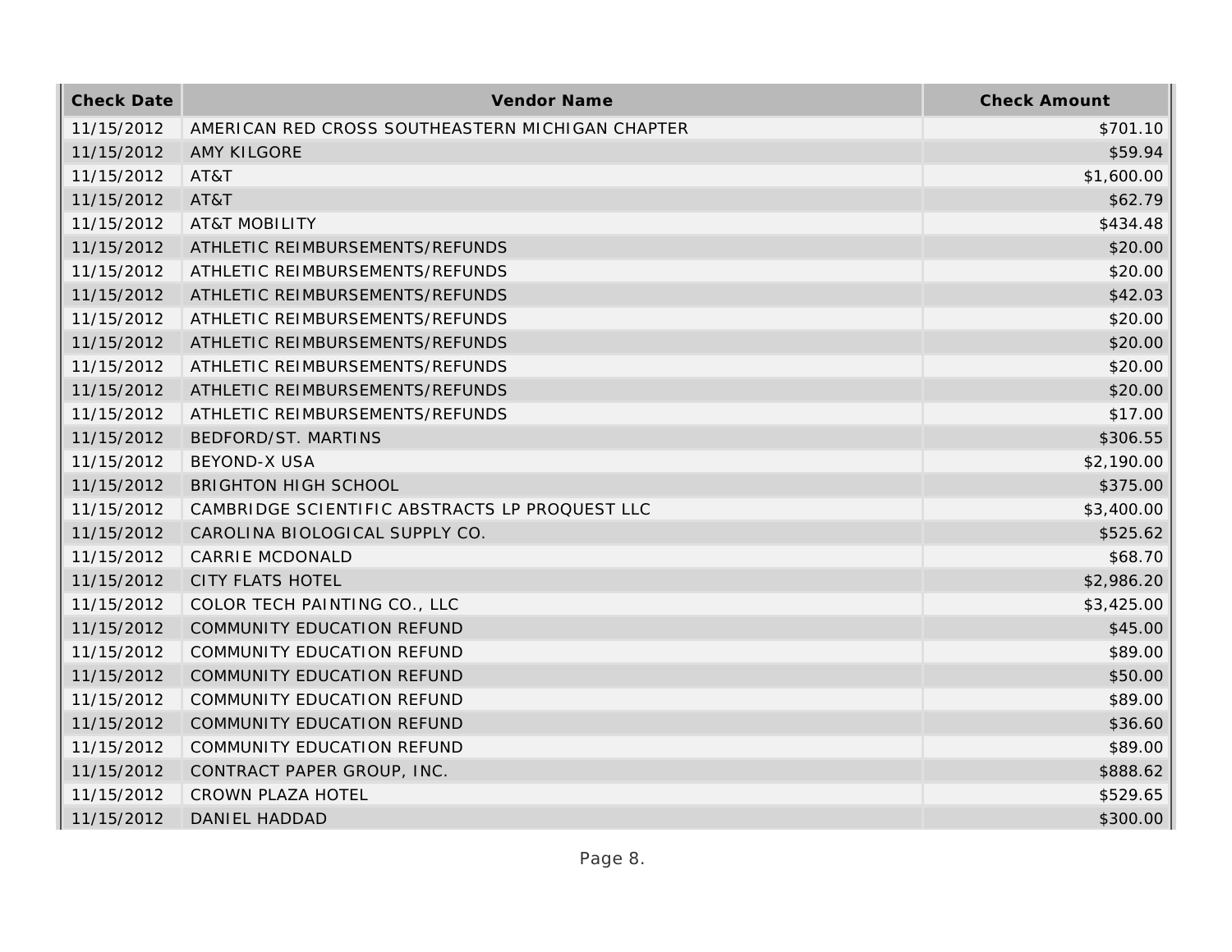| Check Date | Vendor Name | Check Amount |
| --- | --- | --- |
| 11/15/2012 | AMERICAN RED CROSS SOUTHEASTERN MICHIGAN CHAPTER | $701.10 |
| 11/15/2012 | AMY KILGORE | $59.94 |
| 11/15/2012 | AT&T | $1,600.00 |
| 11/15/2012 | AT&T | $62.79 |
| 11/15/2012 | AT&T MOBILITY | $434.48 |
| 11/15/2012 | ATHLETIC REIMBURSEMENTS/REFUNDS | $20.00 |
| 11/15/2012 | ATHLETIC REIMBURSEMENTS/REFUNDS | $20.00 |
| 11/15/2012 | ATHLETIC REIMBURSEMENTS/REFUNDS | $42.03 |
| 11/15/2012 | ATHLETIC REIMBURSEMENTS/REFUNDS | $20.00 |
| 11/15/2012 | ATHLETIC REIMBURSEMENTS/REFUNDS | $20.00 |
| 11/15/2012 | ATHLETIC REIMBURSEMENTS/REFUNDS | $20.00 |
| 11/15/2012 | ATHLETIC REIMBURSEMENTS/REFUNDS | $20.00 |
| 11/15/2012 | ATHLETIC REIMBURSEMENTS/REFUNDS | $17.00 |
| 11/15/2012 | BEDFORD/ST. MARTINS | $306.55 |
| 11/15/2012 | BEYOND-X USA | $2,190.00 |
| 11/15/2012 | BRIGHTON HIGH SCHOOL | $375.00 |
| 11/15/2012 | CAMBRIDGE SCIENTIFIC ABSTRACTS LP PROQUEST LLC | $3,400.00 |
| 11/15/2012 | CAROLINA BIOLOGICAL SUPPLY CO. | $525.62 |
| 11/15/2012 | CARRIE MCDONALD | $68.70 |
| 11/15/2012 | CITY FLATS HOTEL | $2,986.20 |
| 11/15/2012 | COLOR TECH PAINTING CO., LLC | $3,425.00 |
| 11/15/2012 | COMMUNITY EDUCATION REFUND | $45.00 |
| 11/15/2012 | COMMUNITY EDUCATION REFUND | $89.00 |
| 11/15/2012 | COMMUNITY EDUCATION REFUND | $50.00 |
| 11/15/2012 | COMMUNITY EDUCATION REFUND | $89.00 |
| 11/15/2012 | COMMUNITY EDUCATION REFUND | $36.60 |
| 11/15/2012 | COMMUNITY EDUCATION REFUND | $89.00 |
| 11/15/2012 | CONTRACT PAPER GROUP, INC. | $888.62 |
| 11/15/2012 | CROWN PLAZA HOTEL | $529.65 |
| 11/15/2012 | DANIEL HADDAD | $300.00 |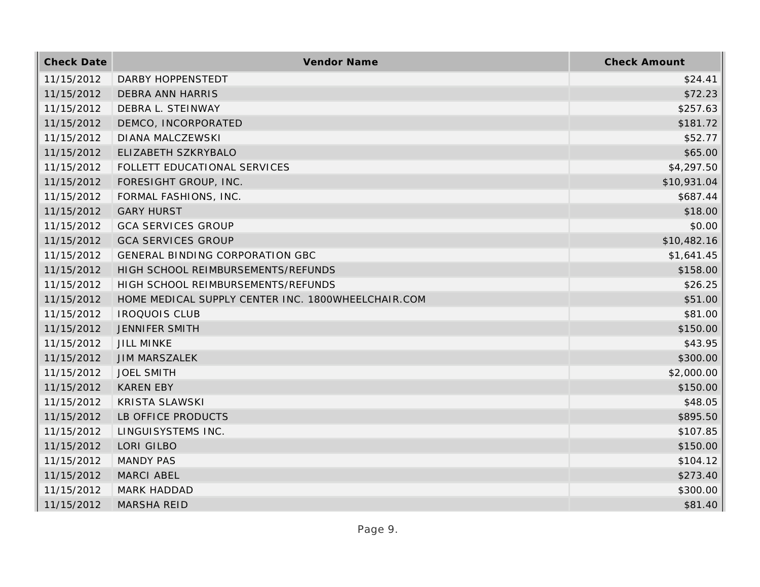| Check Date | Vendor Name | Check Amount |
| --- | --- | --- |
| 11/15/2012 | DARBY HOPPENSTEDT | $24.41 |
| 11/15/2012 | DEBRA ANN HARRIS | $72.23 |
| 11/15/2012 | DEBRA L. STEINWAY | $257.63 |
| 11/15/2012 | DEMCO, INCORPORATED | $181.72 |
| 11/15/2012 | DIANA MALCZEWSKI | $52.77 |
| 11/15/2012 | ELIZABETH SZKRYBALO | $65.00 |
| 11/15/2012 | FOLLETT EDUCATIONAL SERVICES | $4,297.50 |
| 11/15/2012 | FORESIGHT GROUP, INC. | $10,931.04 |
| 11/15/2012 | FORMAL FASHIONS, INC. | $687.44 |
| 11/15/2012 | GARY HURST | $18.00 |
| 11/15/2012 | GCA SERVICES GROUP | $0.00 |
| 11/15/2012 | GCA SERVICES GROUP | $10,482.16 |
| 11/15/2012 | GENERAL BINDING CORPORATION GBC | $1,641.45 |
| 11/15/2012 | HIGH SCHOOL REIMBURSEMENTS/REFUNDS | $158.00 |
| 11/15/2012 | HIGH SCHOOL REIMBURSEMENTS/REFUNDS | $26.25 |
| 11/15/2012 | HOME MEDICAL SUPPLY CENTER INC. 1800WHEELCHAIR.COM | $51.00 |
| 11/15/2012 | IROQUOIS CLUB | $81.00 |
| 11/15/2012 | JENNIFER SMITH | $150.00 |
| 11/15/2012 | JILL MINKE | $43.95 |
| 11/15/2012 | JIM MARSZALEK | $300.00 |
| 11/15/2012 | JOEL SMITH | $2,000.00 |
| 11/15/2012 | KAREN EBY | $150.00 |
| 11/15/2012 | KRISTA SLAWSKI | $48.05 |
| 11/15/2012 | LB OFFICE PRODUCTS | $895.50 |
| 11/15/2012 | LINGUISYSTEMS INC. | $107.85 |
| 11/15/2012 | LORI GILBO | $150.00 |
| 11/15/2012 | MANDY PAS | $104.12 |
| 11/15/2012 | MARCI ABEL | $273.40 |
| 11/15/2012 | MARK HADDAD | $300.00 |
| 11/15/2012 | MARSHA REID | $81.40 |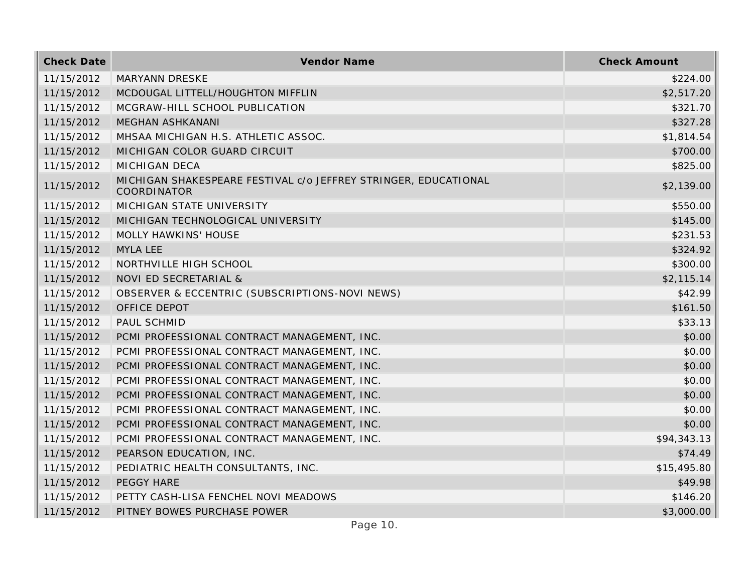| Check Date | Vendor Name | Check Amount |
| --- | --- | --- |
| 11/15/2012 | MARYANN DRESKE | $224.00 |
| 11/15/2012 | MCDOUGAL LITTELL/HOUGHTON MIFFLIN | $2,517.20 |
| 11/15/2012 | MCGRAW-HILL SCHOOL PUBLICATION | $321.70 |
| 11/15/2012 | MEGHAN ASHKANANI | $327.28 |
| 11/15/2012 | MHSAA MICHIGAN H.S. ATHLETIC ASSOC. | $1,814.54 |
| 11/15/2012 | MICHIGAN COLOR GUARD CIRCUIT | $700.00 |
| 11/15/2012 | MICHIGAN DECA | $825.00 |
| 11/15/2012 | MICHIGAN SHAKESPEARE FESTIVAL c/o JEFFREY STRINGER, EDUCATIONAL COORDINATOR | $2,139.00 |
| 11/15/2012 | MICHIGAN STATE UNIVERSITY | $550.00 |
| 11/15/2012 | MICHIGAN TECHNOLOGICAL UNIVERSITY | $145.00 |
| 11/15/2012 | MOLLY HAWKINS' HOUSE | $231.53 |
| 11/15/2012 | MYLA LEE | $324.92 |
| 11/15/2012 | NORTHVILLE HIGH SCHOOL | $300.00 |
| 11/15/2012 | NOVI ED SECRETARIAL & | $2,115.14 |
| 11/15/2012 | OBSERVER & ECCENTRIC (SUBSCRIPTIONS-NOVI NEWS) | $42.99 |
| 11/15/2012 | OFFICE DEPOT | $161.50 |
| 11/15/2012 | PAUL SCHMID | $33.13 |
| 11/15/2012 | PCMI PROFESSIONAL CONTRACT MANAGEMENT, INC. | $0.00 |
| 11/15/2012 | PCMI PROFESSIONAL CONTRACT MANAGEMENT, INC. | $0.00 |
| 11/15/2012 | PCMI PROFESSIONAL CONTRACT MANAGEMENT, INC. | $0.00 |
| 11/15/2012 | PCMI PROFESSIONAL CONTRACT MANAGEMENT, INC. | $0.00 |
| 11/15/2012 | PCMI PROFESSIONAL CONTRACT MANAGEMENT, INC. | $0.00 |
| 11/15/2012 | PCMI PROFESSIONAL CONTRACT MANAGEMENT, INC. | $0.00 |
| 11/15/2012 | PCMI PROFESSIONAL CONTRACT MANAGEMENT, INC. | $0.00 |
| 11/15/2012 | PCMI PROFESSIONAL CONTRACT MANAGEMENT, INC. | $94,343.13 |
| 11/15/2012 | PEARSON EDUCATION, INC. | $74.49 |
| 11/15/2012 | PEDIATRIC HEALTH CONSULTANTS, INC. | $15,495.80 |
| 11/15/2012 | PEGGY HARE | $49.98 |
| 11/15/2012 | PETTY CASH-LISA FENCHEL NOVI MEADOWS | $146.20 |
| 11/15/2012 | PITNEY BOWES PURCHASE POWER | $3,000.00 |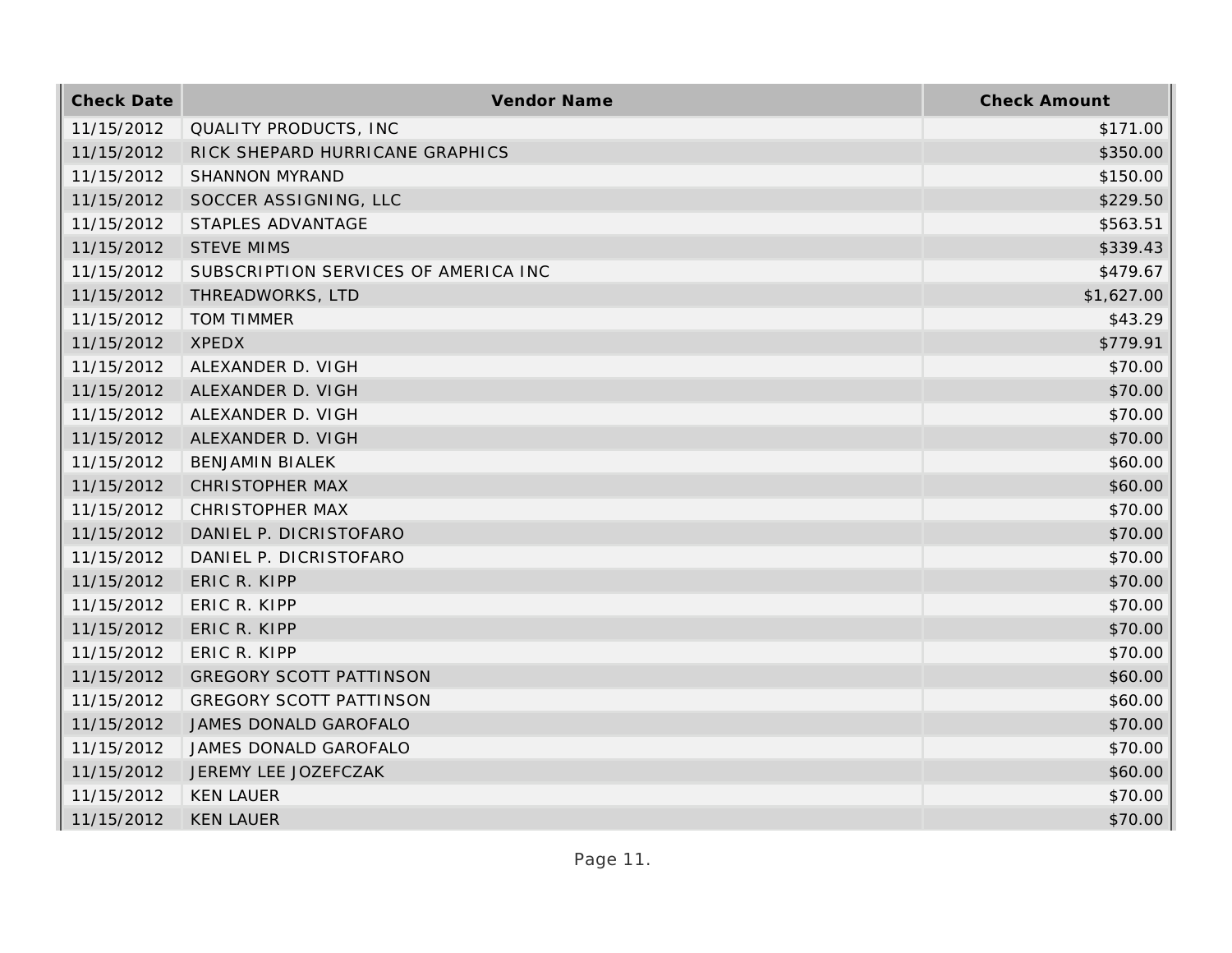| Check Date | Vendor Name | Check Amount |
| --- | --- | --- |
| 11/15/2012 | QUALITY PRODUCTS, INC | $171.00 |
| 11/15/2012 | RICK SHEPARD HURRICANE GRAPHICS | $350.00 |
| 11/15/2012 | SHANNON MYRAND | $150.00 |
| 11/15/2012 | SOCCER ASSIGNING, LLC | $229.50 |
| 11/15/2012 | STAPLES ADVANTAGE | $563.51 |
| 11/15/2012 | STEVE MIMS | $339.43 |
| 11/15/2012 | SUBSCRIPTION SERVICES OF AMERICA INC | $479.67 |
| 11/15/2012 | THREADWORKS, LTD | $1,627.00 |
| 11/15/2012 | TOM TIMMER | $43.29 |
| 11/15/2012 | XPEDX | $779.91 |
| 11/15/2012 | ALEXANDER D. VIGH | $70.00 |
| 11/15/2012 | ALEXANDER D. VIGH | $70.00 |
| 11/15/2012 | ALEXANDER D. VIGH | $70.00 |
| 11/15/2012 | ALEXANDER D. VIGH | $70.00 |
| 11/15/2012 | BENJAMIN BIALEK | $60.00 |
| 11/15/2012 | CHRISTOPHER MAX | $60.00 |
| 11/15/2012 | CHRISTOPHER MAX | $70.00 |
| 11/15/2012 | DANIEL P. DICRISTOFARO | $70.00 |
| 11/15/2012 | DANIEL P. DICRISTOFARO | $70.00 |
| 11/15/2012 | ERIC R. KIPP | $70.00 |
| 11/15/2012 | ERIC R. KIPP | $70.00 |
| 11/15/2012 | ERIC R. KIPP | $70.00 |
| 11/15/2012 | ERIC R. KIPP | $70.00 |
| 11/15/2012 | GREGORY SCOTT PATTINSON | $60.00 |
| 11/15/2012 | GREGORY SCOTT PATTINSON | $60.00 |
| 11/15/2012 | JAMES DONALD GAROFALO | $70.00 |
| 11/15/2012 | JAMES DONALD GAROFALO | $70.00 |
| 11/15/2012 | JEREMY LEE JOZEFCZAK | $60.00 |
| 11/15/2012 | KEN LAUER | $70.00 |
| 11/15/2012 | KEN LAUER | $70.00 |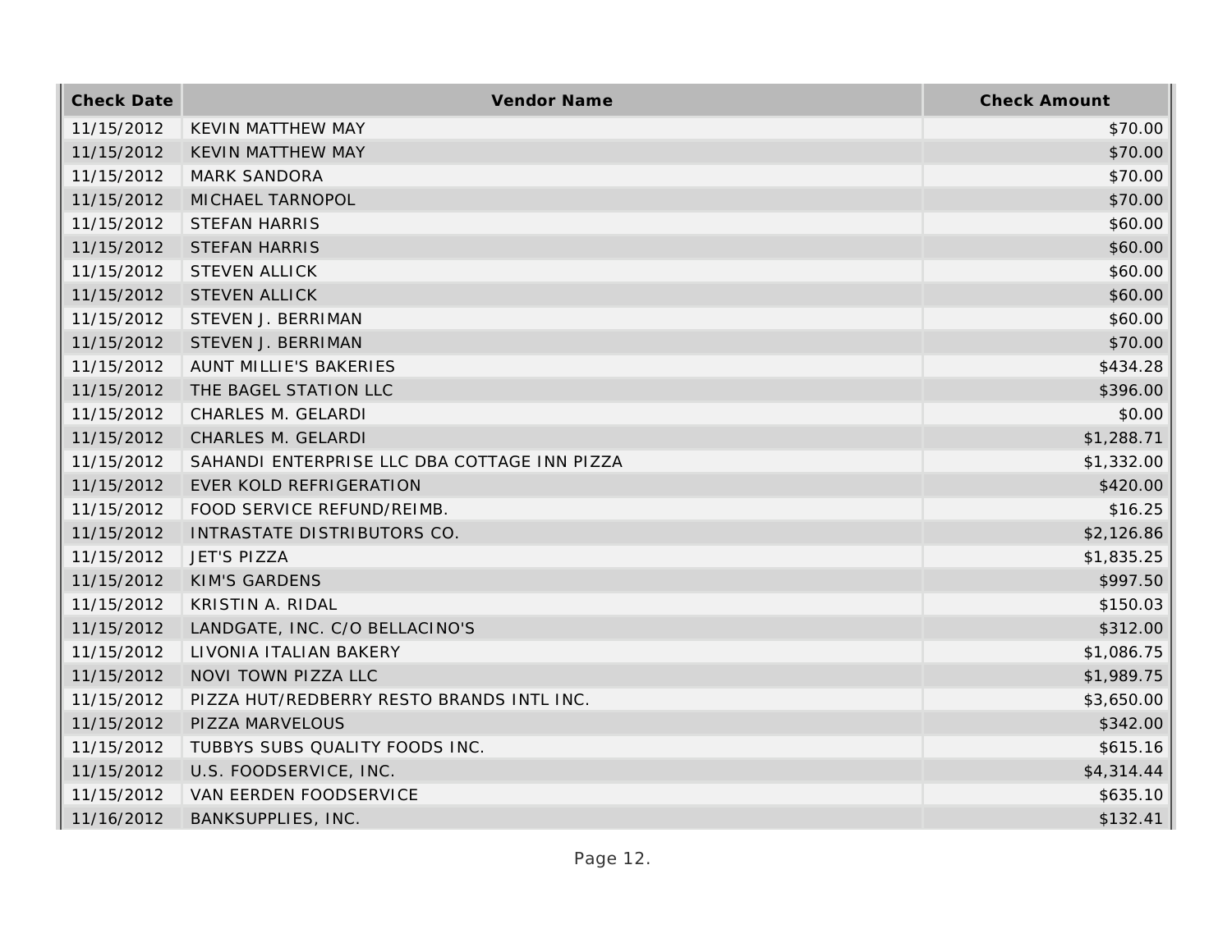| Check Date | Vendor Name | Check Amount |
| --- | --- | --- |
| 11/15/2012 | KEVIN MATTHEW MAY | $70.00 |
| 11/15/2012 | KEVIN MATTHEW MAY | $70.00 |
| 11/15/2012 | MARK SANDORA | $70.00 |
| 11/15/2012 | MICHAEL TARNOPOL | $70.00 |
| 11/15/2012 | STEFAN HARRIS | $60.00 |
| 11/15/2012 | STEFAN HARRIS | $60.00 |
| 11/15/2012 | STEVEN ALLICK | $60.00 |
| 11/15/2012 | STEVEN ALLICK | $60.00 |
| 11/15/2012 | STEVEN J. BERRIMAN | $60.00 |
| 11/15/2012 | STEVEN J. BERRIMAN | $70.00 |
| 11/15/2012 | AUNT MILLIE'S BAKERIES | $434.28 |
| 11/15/2012 | THE BAGEL STATION LLC | $396.00 |
| 11/15/2012 | CHARLES M. GELARDI | $0.00 |
| 11/15/2012 | CHARLES M. GELARDI | $1,288.71 |
| 11/15/2012 | SAHANDI ENTERPRISE LLC DBA COTTAGE INN PIZZA | $1,332.00 |
| 11/15/2012 | EVER KOLD REFRIGERATION | $420.00 |
| 11/15/2012 | FOOD SERVICE REFUND/REIMB. | $16.25 |
| 11/15/2012 | INTRASTATE DISTRIBUTORS CO. | $2,126.86 |
| 11/15/2012 | JET'S PIZZA | $1,835.25 |
| 11/15/2012 | KIM'S GARDENS | $997.50 |
| 11/15/2012 | KRISTIN A. RIDAL | $150.03 |
| 11/15/2012 | LANDGATE, INC. C/O BELLACINO'S | $312.00 |
| 11/15/2012 | LIVONIA ITALIAN BAKERY | $1,086.75 |
| 11/15/2012 | NOVI TOWN PIZZA LLC | $1,989.75 |
| 11/15/2012 | PIZZA HUT/REDBERRY RESTO BRANDS INTL INC. | $3,650.00 |
| 11/15/2012 | PIZZA MARVELOUS | $342.00 |
| 11/15/2012 | TUBBYS SUBS QUALITY FOODS INC. | $615.16 |
| 11/15/2012 | U.S. FOODSERVICE, INC. | $4,314.44 |
| 11/15/2012 | VAN EERDEN FOODSERVICE | $635.10 |
| 11/16/2012 | BANKSUPPLIES, INC. | $132.41 |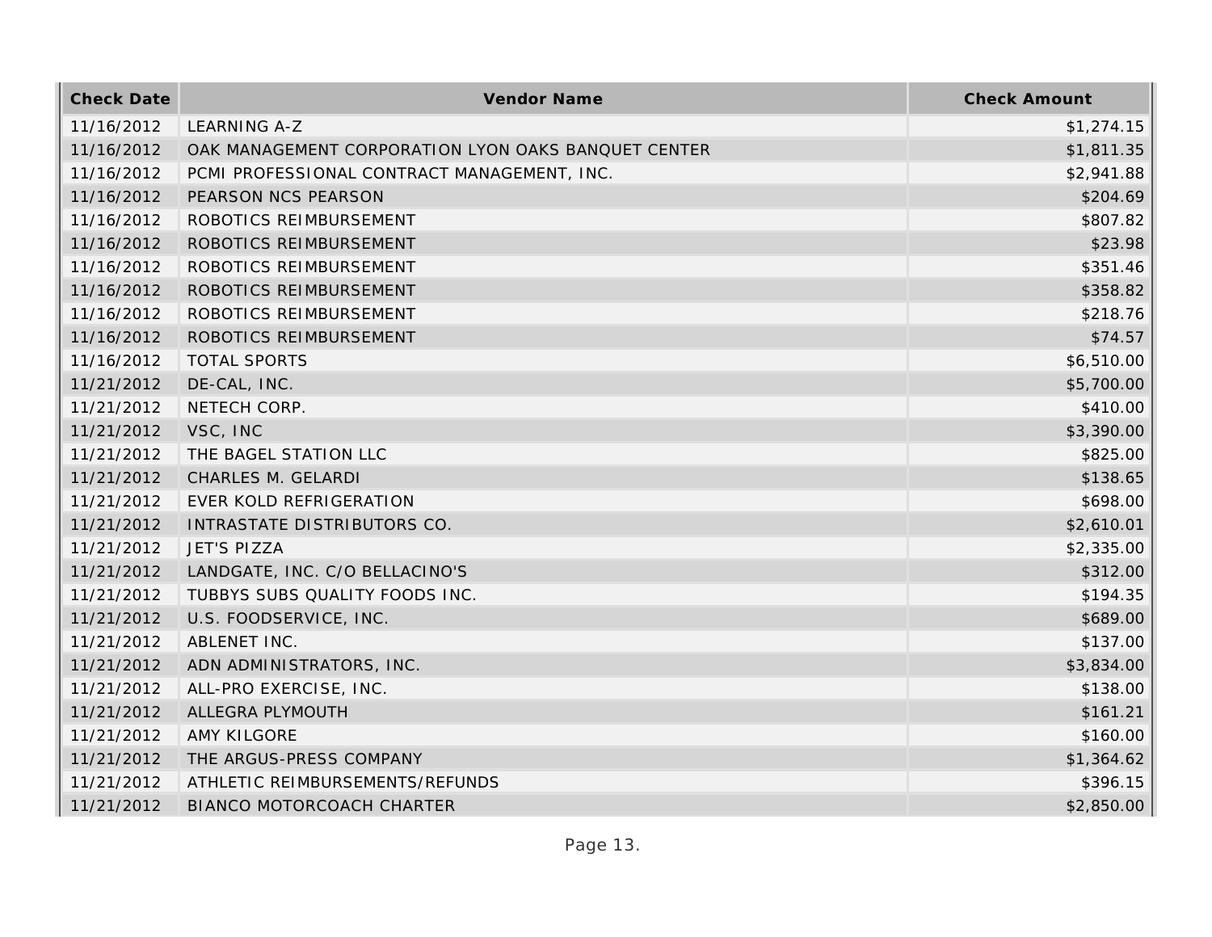| Check Date | Vendor Name | Check Amount |
| --- | --- | --- |
| 11/16/2012 | LEARNING A-Z | $1,274.15 |
| 11/16/2012 | OAK MANAGEMENT CORPORATION LYON OAKS BANQUET CENTER | $1,811.35 |
| 11/16/2012 | PCMI PROFESSIONAL CONTRACT MANAGEMENT, INC. | $2,941.88 |
| 11/16/2012 | PEARSON NCS PEARSON | $204.69 |
| 11/16/2012 | ROBOTICS REIMBURSEMENT | $807.82 |
| 11/16/2012 | ROBOTICS REIMBURSEMENT | $23.98 |
| 11/16/2012 | ROBOTICS REIMBURSEMENT | $351.46 |
| 11/16/2012 | ROBOTICS REIMBURSEMENT | $358.82 |
| 11/16/2012 | ROBOTICS REIMBURSEMENT | $218.76 |
| 11/16/2012 | ROBOTICS REIMBURSEMENT | $74.57 |
| 11/16/2012 | TOTAL SPORTS | $6,510.00 |
| 11/21/2012 | DE-CAL, INC. | $5,700.00 |
| 11/21/2012 | NETECH CORP. | $410.00 |
| 11/21/2012 | VSC, INC | $3,390.00 |
| 11/21/2012 | THE BAGEL STATION LLC | $825.00 |
| 11/21/2012 | CHARLES M. GELARDI | $138.65 |
| 11/21/2012 | EVER KOLD REFRIGERATION | $698.00 |
| 11/21/2012 | INTRASTATE DISTRIBUTORS CO. | $2,610.01 |
| 11/21/2012 | JET'S PIZZA | $2,335.00 |
| 11/21/2012 | LANDGATE, INC. C/O BELLACINO'S | $312.00 |
| 11/21/2012 | TUBBYS SUBS QUALITY FOODS INC. | $194.35 |
| 11/21/2012 | U.S. FOODSERVICE, INC. | $689.00 |
| 11/21/2012 | ABLENET INC. | $137.00 |
| 11/21/2012 | ADN ADMINISTRATORS, INC. | $3,834.00 |
| 11/21/2012 | ALL-PRO EXERCISE, INC. | $138.00 |
| 11/21/2012 | ALLEGRA PLYMOUTH | $161.21 |
| 11/21/2012 | AMY KILGORE | $160.00 |
| 11/21/2012 | THE ARGUS-PRESS COMPANY | $1,364.62 |
| 11/21/2012 | ATHLETIC REIMBURSEMENTS/REFUNDS | $396.15 |
| 11/21/2012 | BIANCO MOTORCOACH CHARTER | $2,850.00 |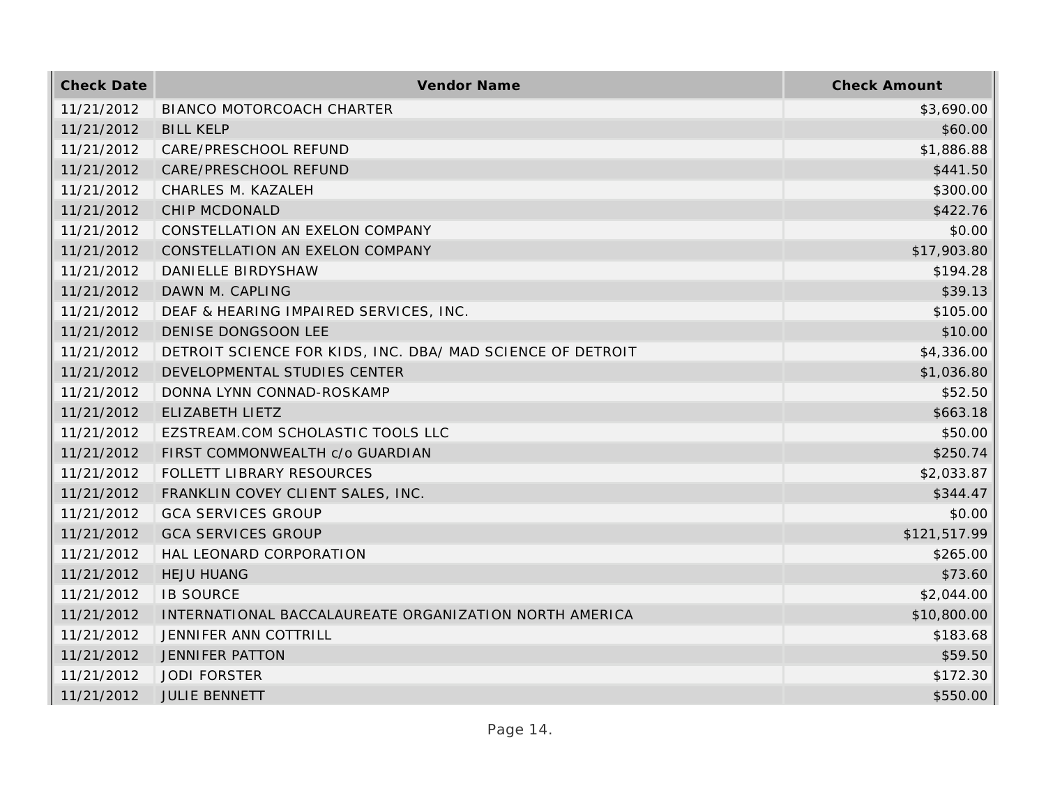| Check Date | Vendor Name | Check Amount |
| --- | --- | --- |
| 11/21/2012 | BIANCO MOTORCOACH CHARTER | $3,690.00 |
| 11/21/2012 | BILL KELP | $60.00 |
| 11/21/2012 | CARE/PRESCHOOL REFUND | $1,886.88 |
| 11/21/2012 | CARE/PRESCHOOL REFUND | $441.50 |
| 11/21/2012 | CHARLES M. KAZALEH | $300.00 |
| 11/21/2012 | CHIP MCDONALD | $422.76 |
| 11/21/2012 | CONSTELLATION AN EXELON COMPANY | $0.00 |
| 11/21/2012 | CONSTELLATION AN EXELON COMPANY | $17,903.80 |
| 11/21/2012 | DANIELLE BIRDYSHAW | $194.28 |
| 11/21/2012 | DAWN M. CAPLING | $39.13 |
| 11/21/2012 | DEAF & HEARING IMPAIRED SERVICES, INC. | $105.00 |
| 11/21/2012 | DENISE DONGSOON LEE | $10.00 |
| 11/21/2012 | DETROIT SCIENCE FOR KIDS, INC. DBA/ MAD SCIENCE OF DETROIT | $4,336.00 |
| 11/21/2012 | DEVELOPMENTAL STUDIES CENTER | $1,036.80 |
| 11/21/2012 | DONNA LYNN CONNAD-ROSKAMP | $52.50 |
| 11/21/2012 | ELIZABETH LIETZ | $663.18 |
| 11/21/2012 | EZSTREAM.COM SCHOLASTIC TOOLS LLC | $50.00 |
| 11/21/2012 | FIRST COMMONWEALTH c/o GUARDIAN | $250.74 |
| 11/21/2012 | FOLLETT LIBRARY RESOURCES | $2,033.87 |
| 11/21/2012 | FRANKLIN COVEY CLIENT SALES, INC. | $344.47 |
| 11/21/2012 | GCA SERVICES GROUP | $0.00 |
| 11/21/2012 | GCA SERVICES GROUP | $121,517.99 |
| 11/21/2012 | HAL LEONARD CORPORATION | $265.00 |
| 11/21/2012 | HEJU HUANG | $73.60 |
| 11/21/2012 | IB SOURCE | $2,044.00 |
| 11/21/2012 | INTERNATIONAL BACCALAUREATE ORGANIZATION NORTH AMERICA | $10,800.00 |
| 11/21/2012 | JENNIFER ANN COTTRILL | $183.68 |
| 11/21/2012 | JENNIFER PATTON | $59.50 |
| 11/21/2012 | JODI FORSTER | $172.30 |
| 11/21/2012 | JULIE BENNETT | $550.00 |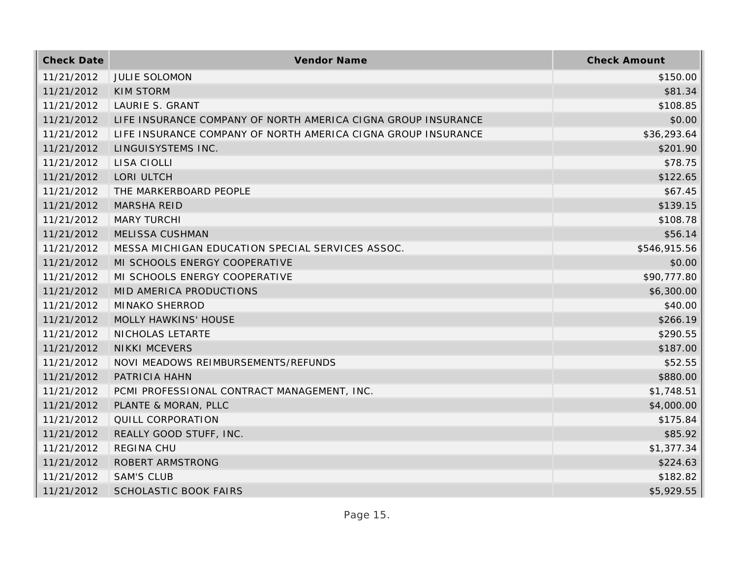| Check Date | Vendor Name | Check Amount |
| --- | --- | --- |
| 11/21/2012 | JULIE SOLOMON | $150.00 |
| 11/21/2012 | KIM STORM | $81.34 |
| 11/21/2012 | LAURIE S. GRANT | $108.85 |
| 11/21/2012 | LIFE INSURANCE COMPANY OF NORTH AMERICA CIGNA GROUP INSURANCE | $0.00 |
| 11/21/2012 | LIFE INSURANCE COMPANY OF NORTH AMERICA CIGNA GROUP INSURANCE | $36,293.64 |
| 11/21/2012 | LINGUISYSTEMS INC. | $201.90 |
| 11/21/2012 | LISA CIOLLI | $78.75 |
| 11/21/2012 | LORI ULTCH | $122.65 |
| 11/21/2012 | THE MARKERBOARD PEOPLE | $67.45 |
| 11/21/2012 | MARSHA REID | $139.15 |
| 11/21/2012 | MARY TURCHI | $108.78 |
| 11/21/2012 | MELISSA CUSHMAN | $56.14 |
| 11/21/2012 | MESSA MICHIGAN EDUCATION SPECIAL SERVICES ASSOC. | $546,915.56 |
| 11/21/2012 | MI SCHOOLS ENERGY COOPERATIVE | $0.00 |
| 11/21/2012 | MI SCHOOLS ENERGY COOPERATIVE | $90,777.80 |
| 11/21/2012 | MID AMERICA PRODUCTIONS | $6,300.00 |
| 11/21/2012 | MINAKO SHERROD | $40.00 |
| 11/21/2012 | MOLLY HAWKINS' HOUSE | $266.19 |
| 11/21/2012 | NICHOLAS LETARTE | $290.55 |
| 11/21/2012 | NIKKI MCEVERS | $187.00 |
| 11/21/2012 | NOVI MEADOWS REIMBURSEMENTS/REFUNDS | $52.55 |
| 11/21/2012 | PATRICIA HAHN | $880.00 |
| 11/21/2012 | PCMI PROFESSIONAL CONTRACT MANAGEMENT, INC. | $1,748.51 |
| 11/21/2012 | PLANTE & MORAN, PLLC | $4,000.00 |
| 11/21/2012 | QUILL CORPORATION | $175.84 |
| 11/21/2012 | REALLY GOOD STUFF, INC. | $85.92 |
| 11/21/2012 | REGINA CHU | $1,377.34 |
| 11/21/2012 | ROBERT ARMSTRONG | $224.63 |
| 11/21/2012 | SAM'S CLUB | $182.82 |
| 11/21/2012 | SCHOLASTIC BOOK FAIRS | $5,929.55 |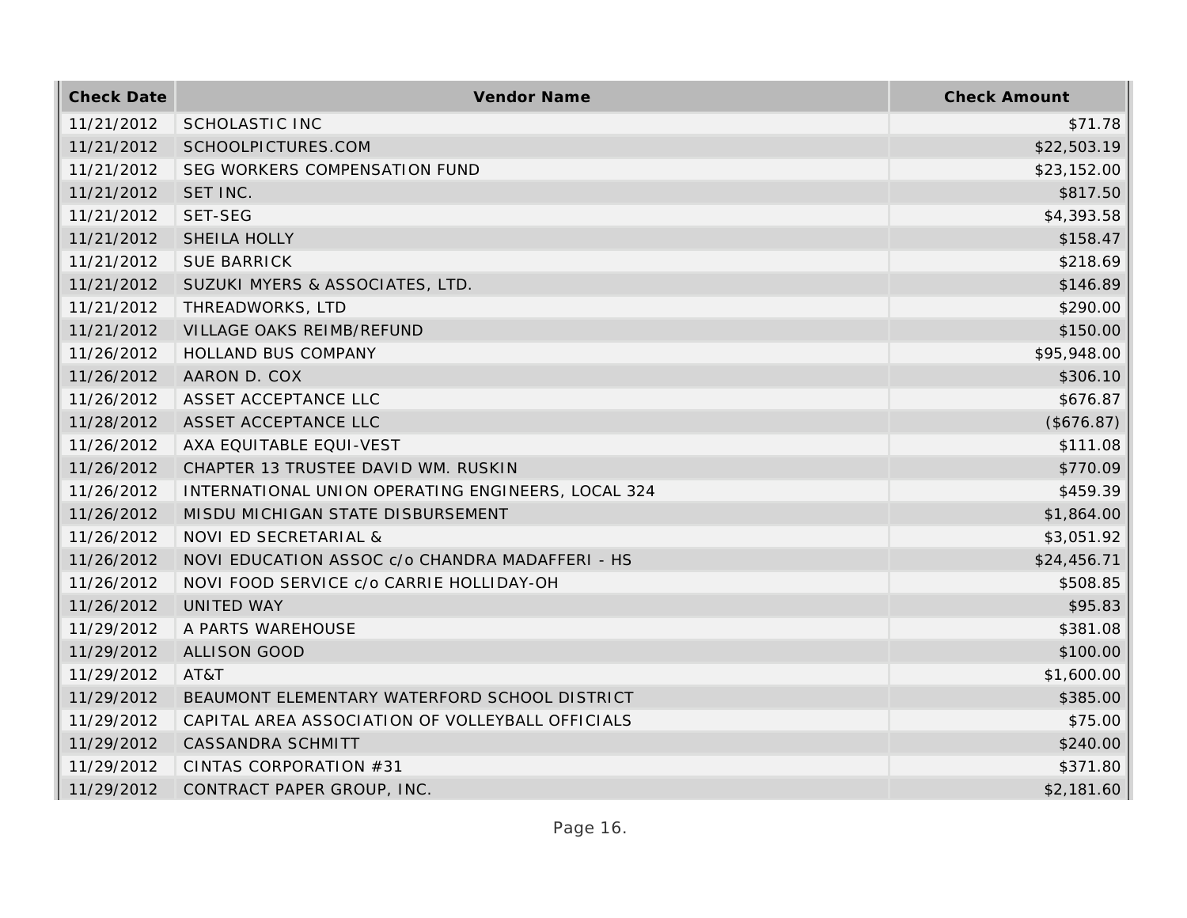| Check Date | Vendor Name | Check Amount |
| --- | --- | --- |
| 11/21/2012 | SCHOLASTIC INC | $71.78 |
| 11/21/2012 | SCHOOLPICTURES.COM | $22,503.19 |
| 11/21/2012 | SEG WORKERS COMPENSATION FUND | $23,152.00 |
| 11/21/2012 | SET INC. | $817.50 |
| 11/21/2012 | SET-SEG | $4,393.58 |
| 11/21/2012 | SHEILA HOLLY | $158.47 |
| 11/21/2012 | SUE BARRICK | $218.69 |
| 11/21/2012 | SUZUKI MYERS & ASSOCIATES, LTD. | $146.89 |
| 11/21/2012 | THREADWORKS, LTD | $290.00 |
| 11/21/2012 | VILLAGE OAKS REIMB/REFUND | $150.00 |
| 11/26/2012 | HOLLAND BUS COMPANY | $95,948.00 |
| 11/26/2012 | AARON D. COX | $306.10 |
| 11/26/2012 | ASSET ACCEPTANCE LLC | $676.87 |
| 11/28/2012 | ASSET ACCEPTANCE LLC | ($676.87) |
| 11/26/2012 | AXA EQUITABLE EQUI-VEST | $111.08 |
| 11/26/2012 | CHAPTER 13 TRUSTEE DAVID WM. RUSKIN | $770.09 |
| 11/26/2012 | INTERNATIONAL UNION OPERATING ENGINEERS, LOCAL 324 | $459.39 |
| 11/26/2012 | MISDU MICHIGAN STATE DISBURSEMENT | $1,864.00 |
| 11/26/2012 | NOVI ED SECRETARIAL & | $3,051.92 |
| 11/26/2012 | NOVI EDUCATION ASSOC c/o CHANDRA MADAFFERI - HS | $24,456.71 |
| 11/26/2012 | NOVI FOOD SERVICE c/o CARRIE HOLLIDAY-OH | $508.85 |
| 11/26/2012 | UNITED WAY | $95.83 |
| 11/29/2012 | A PARTS WAREHOUSE | $381.08 |
| 11/29/2012 | ALLISON GOOD | $100.00 |
| 11/29/2012 | AT&T | $1,600.00 |
| 11/29/2012 | BEAUMONT ELEMENTARY WATERFORD SCHOOL DISTRICT | $385.00 |
| 11/29/2012 | CAPITAL AREA ASSOCIATION OF VOLLEYBALL OFFICIALS | $75.00 |
| 11/29/2012 | CASSANDRA SCHMITT | $240.00 |
| 11/29/2012 | CINTAS CORPORATION #31 | $371.80 |
| 11/29/2012 | CONTRACT PAPER GROUP, INC. | $2,181.60 |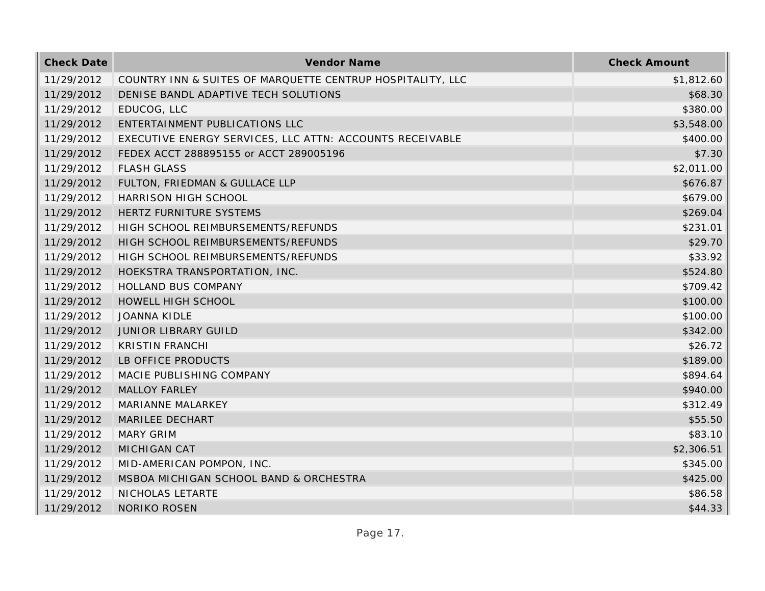| Check Date | Vendor Name | Check Amount |
| --- | --- | --- |
| 11/29/2012 | COUNTRY INN & SUITES OF MARQUETTE CENTRUP HOSPITALITY, LLC | $1,812.60 |
| 11/29/2012 | DENISE BANDL ADAPTIVE TECH SOLUTIONS | $68.30 |
| 11/29/2012 | EDUCOG, LLC | $380.00 |
| 11/29/2012 | ENTERTAINMENT PUBLICATIONS LLC | $3,548.00 |
| 11/29/2012 | EXECUTIVE ENERGY SERVICES, LLC ATTN: ACCOUNTS RECEIVABLE | $400.00 |
| 11/29/2012 | FEDEX ACCT 288895155 or ACCT 289005196 | $7.30 |
| 11/29/2012 | FLASH GLASS | $2,011.00 |
| 11/29/2012 | FULTON, FRIEDMAN & GULLACE LLP | $676.87 |
| 11/29/2012 | HARRISON HIGH SCHOOL | $679.00 |
| 11/29/2012 | HERTZ FURNITURE SYSTEMS | $269.04 |
| 11/29/2012 | HIGH SCHOOL REIMBURSEMENTS/REFUNDS | $231.01 |
| 11/29/2012 | HIGH SCHOOL REIMBURSEMENTS/REFUNDS | $29.70 |
| 11/29/2012 | HIGH SCHOOL REIMBURSEMENTS/REFUNDS | $33.92 |
| 11/29/2012 | HOEKSTRA TRANSPORTATION, INC. | $524.80 |
| 11/29/2012 | HOLLAND BUS COMPANY | $709.42 |
| 11/29/2012 | HOWELL HIGH SCHOOL | $100.00 |
| 11/29/2012 | JOANNA KIDLE | $100.00 |
| 11/29/2012 | JUNIOR LIBRARY GUILD | $342.00 |
| 11/29/2012 | KRISTIN FRANCHI | $26.72 |
| 11/29/2012 | LB OFFICE PRODUCTS | $189.00 |
| 11/29/2012 | MACIE PUBLISHING COMPANY | $894.64 |
| 11/29/2012 | MALLOY FARLEY | $940.00 |
| 11/29/2012 | MARIANNE MALARKEY | $312.49 |
| 11/29/2012 | MARILEE DECHART | $55.50 |
| 11/29/2012 | MARY GRIM | $83.10 |
| 11/29/2012 | MICHIGAN CAT | $2,306.51 |
| 11/29/2012 | MID-AMERICAN POMPON, INC. | $345.00 |
| 11/29/2012 | MSBOA MICHIGAN SCHOOL BAND & ORCHESTRA | $425.00 |
| 11/29/2012 | NICHOLAS LETARTE | $86.58 |
| 11/29/2012 | NORIKO ROSEN | $44.33 |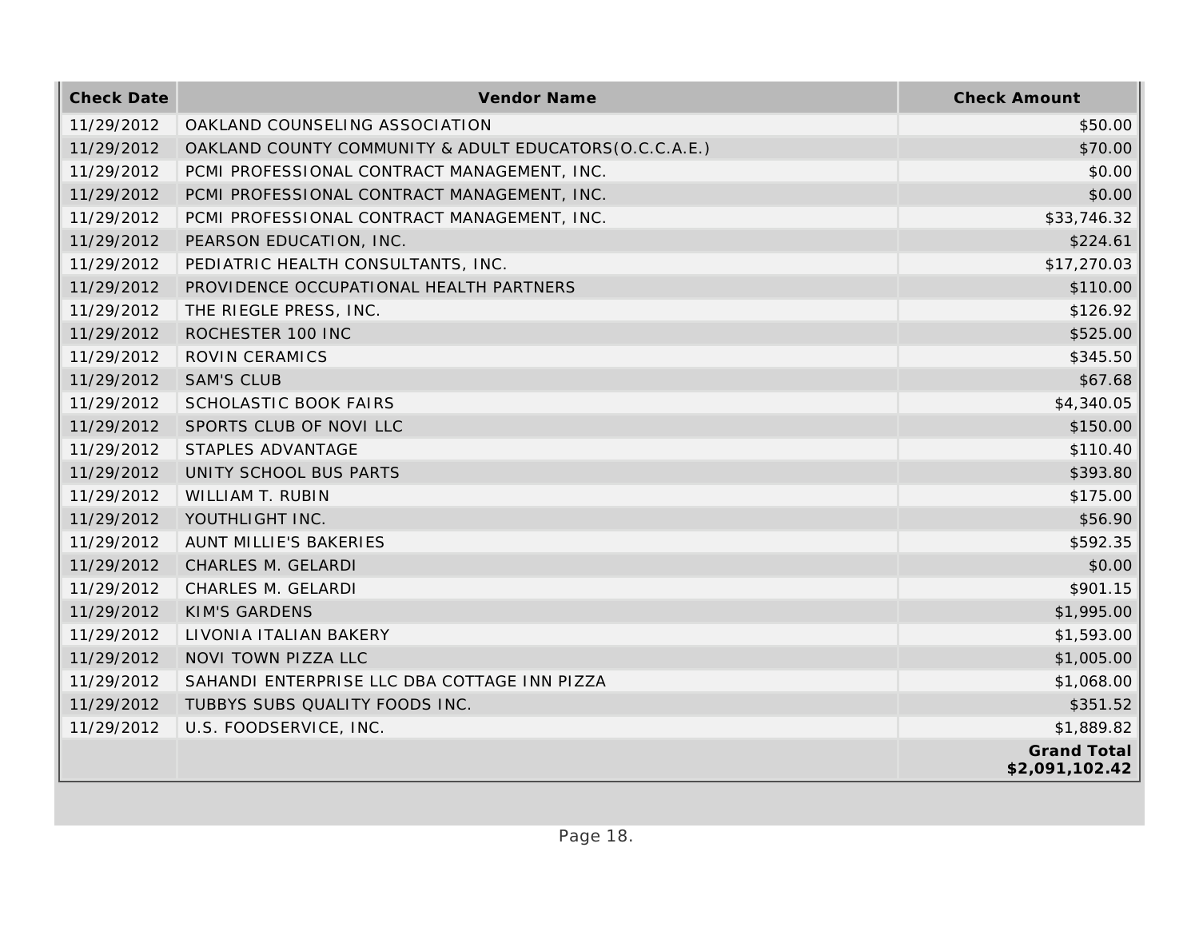| Check Date | Vendor Name | Check Amount |
| --- | --- | --- |
| 11/29/2012 | OAKLAND COUNSELING ASSOCIATION | $50.00 |
| 11/29/2012 | OAKLAND COUNTY COMMUNITY & ADULT EDUCATORS(O.C.C.A.E.) | $70.00 |
| 11/29/2012 | PCMI PROFESSIONAL CONTRACT MANAGEMENT, INC. | $0.00 |
| 11/29/2012 | PCMI PROFESSIONAL CONTRACT MANAGEMENT, INC. | $0.00 |
| 11/29/2012 | PCMI PROFESSIONAL CONTRACT MANAGEMENT, INC. | $33,746.32 |
| 11/29/2012 | PEARSON EDUCATION, INC. | $224.61 |
| 11/29/2012 | PEDIATRIC HEALTH CONSULTANTS, INC. | $17,270.03 |
| 11/29/2012 | PROVIDENCE OCCUPATIONAL HEALTH PARTNERS | $110.00 |
| 11/29/2012 | THE RIEGLE PRESS, INC. | $126.92 |
| 11/29/2012 | ROCHESTER 100 INC | $525.00 |
| 11/29/2012 | ROVIN CERAMICS | $345.50 |
| 11/29/2012 | SAM'S CLUB | $67.68 |
| 11/29/2012 | SCHOLASTIC BOOK FAIRS | $4,340.05 |
| 11/29/2012 | SPORTS CLUB OF NOVI LLC | $150.00 |
| 11/29/2012 | STAPLES ADVANTAGE | $110.40 |
| 11/29/2012 | UNITY SCHOOL BUS PARTS | $393.80 |
| 11/29/2012 | WILLIAM T. RUBIN | $175.00 |
| 11/29/2012 | YOUTHLIGHT INC. | $56.90 |
| 11/29/2012 | AUNT MILLIE'S BAKERIES | $592.35 |
| 11/29/2012 | CHARLES M. GELARDI | $0.00 |
| 11/29/2012 | CHARLES M. GELARDI | $901.15 |
| 11/29/2012 | KIM'S GARDENS | $1,995.00 |
| 11/29/2012 | LIVONIA ITALIAN BAKERY | $1,593.00 |
| 11/29/2012 | NOVI TOWN PIZZA LLC | $1,005.00 |
| 11/29/2012 | SAHANDI ENTERPRISE LLC DBA COTTAGE INN PIZZA | $1,068.00 |
| 11/29/2012 | TUBBYS SUBS QUALITY FOODS INC. | $351.52 |
| 11/29/2012 | U.S. FOODSERVICE, INC. | $1,889.82 |
| | | **Grand Total $2,091,102.42** |